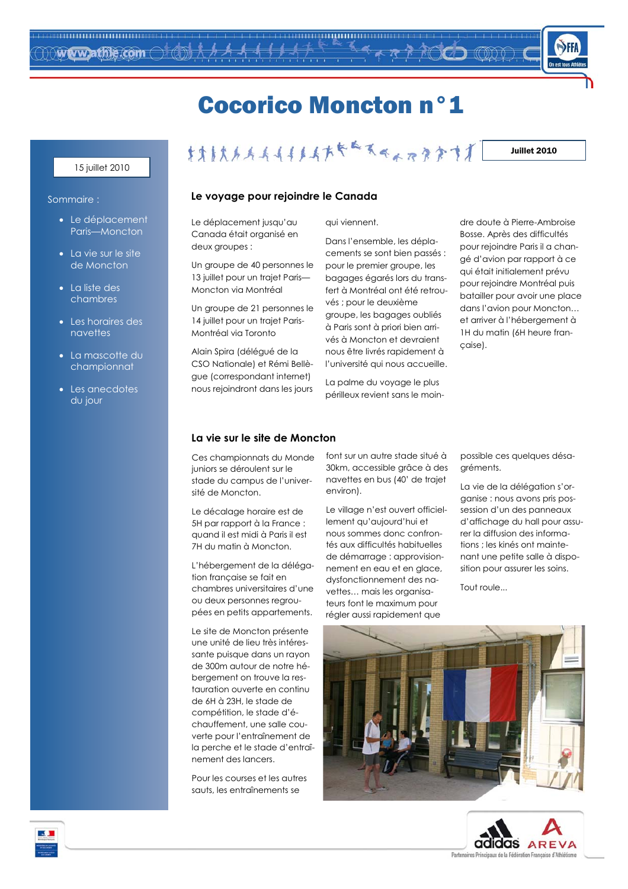# Cocorico Moncton n°1

15 juillet 2010

Juillet 2010

Sommaire :

- Le déplacement Paris—Moncton
- La vie sur le site de Moncton
- La liste des chambres
- Les horaires des navettes
- La mascotte du championnat
- Les anecdotes du jour

## Le voyage pour rejoindre le Canada

Le déplacement jusqu'au Canada était organisé en deux groupes :

Un groupe de 40 personnes le 13 juillet pour un trajet Paris—Moncton via Montréal

Un groupe de 21 personnes le 14 juillet pour un trajet Paris-Montréal via Toronto

Alain Spira (délégué de la CSO Nationale) et Rémi Bellègue (correspondant internet) nous rejoindront dans les jours qui viennent.

Dans l'ensemble, les déplacements se sont bien passés : pour le premier groupe, les bagages égarés lors du transfert à Montréal ont été retrouvés ; pour le deuxième groupe, les bagages oubliés à Paris sont à priori bien arrivés à Moncton et devraient nous être livrés rapidement à l'université qui nous accueille.

La palme du voyage le plus périlleux revient sans le moindre doute à Pierre-Ambroise Bosse. Après des difficultés pour rejoindre Paris il a changé d'avion par rapport à ce qui était initialement prévu pour rejoindre Montréal puis batailler pour avoir une place dans l'avion pour Moncton… et arriver à l'hébergement à 1H du matin (6H heure française).

## La vie sur le site de Moncton

Ces championnats du Monde juniors se déroulent sur le stade du campus de l'université de Moncton.

Le décalage horaire est de 5H par rapport à la France : quand il est midi à Paris il est 7H du matin à Moncton.

L'hébergement de la délégation française se fait en chambres universitaires d'une ou deux personnes regroupées en petits appartements.

Le site de Moncton présente une unité de lieu très intéressante puisque dans un rayon de 300m autour de notre hébergement on trouve la restauration ouverte en continu de 6H à 23H, le stade de compétition, le stade d'échauffement, une salle couverte pour l'entraînement de la perche et le stade d'entraînement des lancers.

Pour les courses et les autres sauts, les entraînements se font sur un autre stade situé à 30km, accessible grâce à des navettes en bus (40' de trajet environ).

Le village n'est ouvert officiellement qu'aujourd'hui et nous sommes donc confrontés aux difficultés habituelles de démarrage : approvisionnement en eau et en glace, dysfonctionnement des navettes… mais les organisateurs font le maximum pour régler aussi rapidement que possible ces quelques désagréments.

La vie de la délégation s'organise : nous avons pris possession d'un des panneaux d'affichage du hall pour assurer la diffusion des informations ; les kinés ont maintenant une petite salle à disposition pour assurer les soins.

Tout roule...

Partenaires Principaux de la Fédération Française d'Athlétisme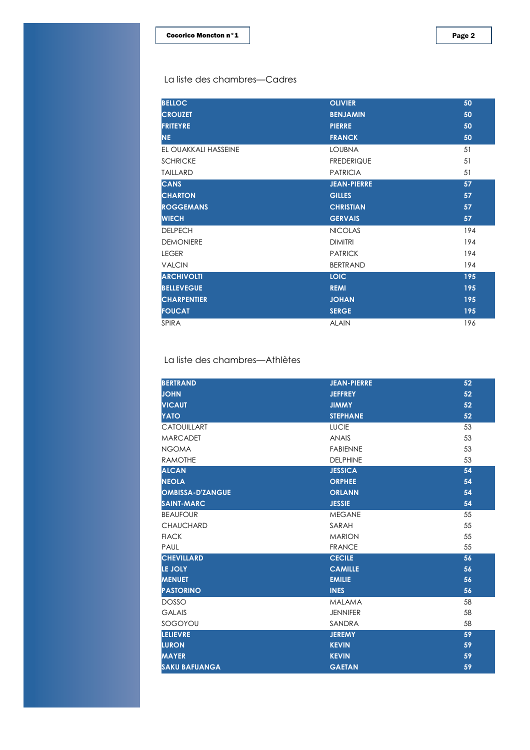La liste des chambres—Cadres

| | | |
|---|---|---|
| **BELLOC** | **OLIVIER** | **50** |
| **CROUZET** | **BENJAMIN** | **50** |
| **FRITEYRE** | **PIERRE** | **50** |
| **NE** | **FRANCK** | **50** |
| EL OUAKKALI HASSEINE | LOUBNA | 51 |
| SCHRICKE | FREDERIQUE | 51 |
| TAILLARD | PATRICIA | 51 |
| **CANS** | **JEAN-PIERRE** | **57** |
| **CHARTON** | **GILLES** | **57** |
| **ROGGEMANS** | **CHRISTIAN** | **57** |
| **WIECH** | **GERVAIS** | **57** |
| DELPECH | NICOLAS | 194 |
| DEMONIERE | DIMITRI | 194 |
| LEGER | PATRICK | 194 |
| VALCIN | BERTRAND | 194 |
| **ARCHIVOLTI** | **LOIC** | **195** |
| **BELLEVEGUE** | **REMI** | **195** |
| **CHARPENTIER** | **JOHAN** | **195** |
| **FOUCAT** | **SERGE** | **195** |
| SPIRA | ALAIN | 196 |

La liste des chambres—Athlètes

| | | |
|---|---|---|
| **BERTRAND** | **JEAN-PIERRE** | **52** |
| **JOHN** | **JEFFREY** | **52** |
| **VICAUT** | **JIMMY** | **52** |
| **YATO** | **STEPHANE** | **52** |
| CATOUILLART | LUCIE | 53 |
| MARCADET | ANAIS | 53 |
| NGOMA | FABIENNE | 53 |
| RAMOTHE | DELPHINE | 53 |
| **ALCAN** | **JESSICA** | **54** |
| **NEOLA** | **ORPHEE** | **54** |
| **OMBISSA-D'ZANGUE** | **ORLANN** | **54** |
| **SAINT-MARC** | **JESSIE** | **54** |
| BEAUFOUR | MEGANE | 55 |
| CHAUCHARD | SARAH | 55 |
| FIACK | MARION | 55 |
| PAUL | FRANCE | 55 |
| **CHEVILLARD** | **CECILE** | **56** |
| **LE JOLY** | **CAMILLE** | **56** |
| **MENUET** | **EMILIE** | **56** |
| **PASTORINO** | **INES** | **56** |
| DOSSO | MALAMA | 58 |
| GALAIS | JENNIFER | 58 |
| SOGOYOU | SANDRA | 58 |
| **LELIEVRE** | **JEREMY** | **59** |
| **LURON** | **KEVIN** | **59** |
| **MAYER** | **KEVIN** | **59** |
| **SAKU BAFUANGA** | **GAETAN** | **59** |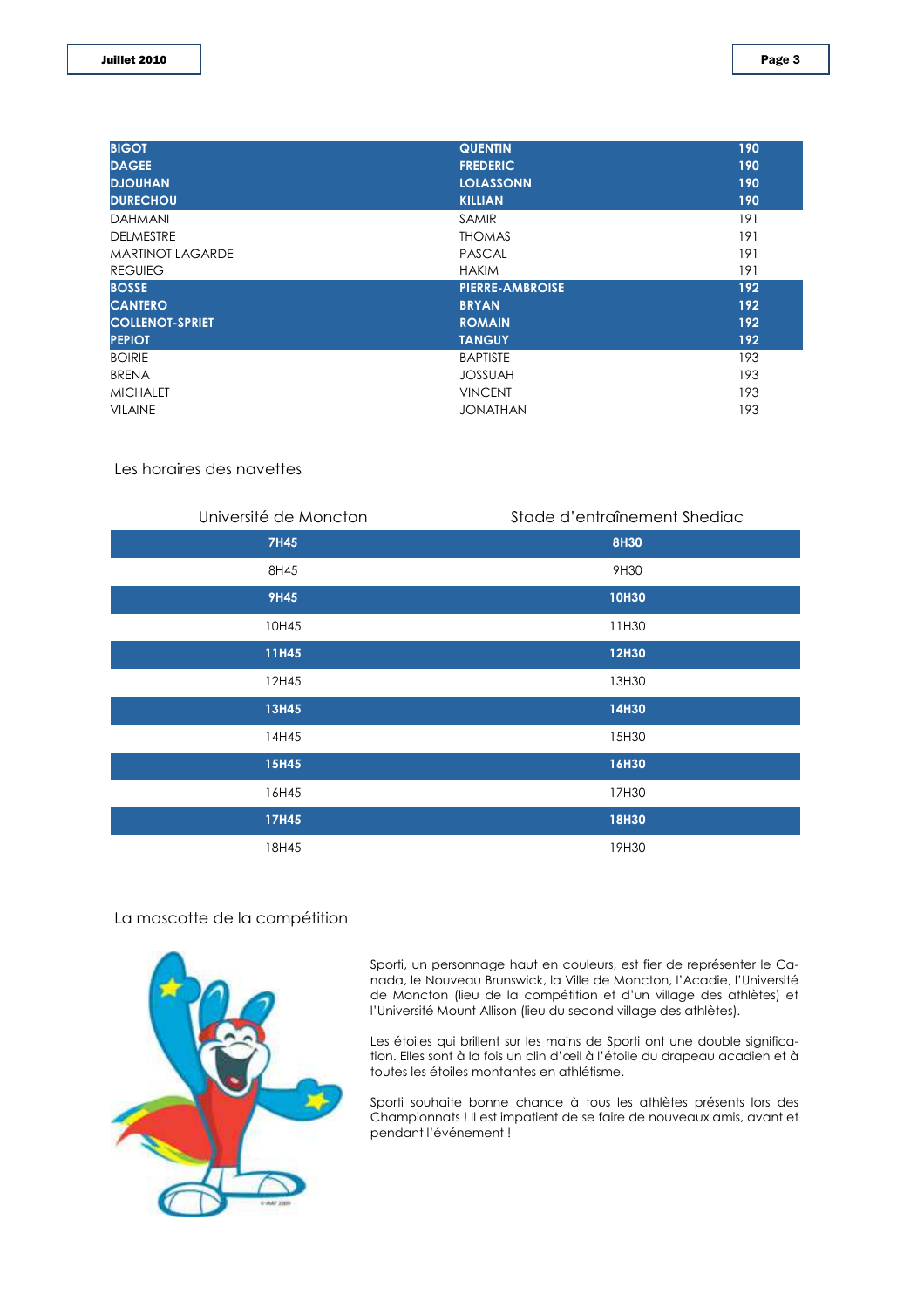| | | |
|---|---|---|
| **BIGOT** | **QUENTIN** | **190** |
| **DAGEE** | **FREDERIC** | **190** |
| **DJOUHAN** | **LOLASSONN** | **190** |
| **DURECHOU** | **KILLIAN** | **190** |
| DAHMANI | SAMIR | 191 |
| DELMESTRE | THOMAS | 191 |
| MARTINOT LAGARDE | PASCAL | 191 |
| REGUIEG | HAKIM | 191 |
| **BOSSE** | **PIERRE-AMBROISE** | **192** |
| **CANTERO** | **BRYAN** | **192** |
| **COLLENOT-SPRIET** | **ROMAIN** | **192** |
| **PEPIOT** | **TANGUY** | **192** |
| BOIRIE | BAPTISTE | 193 |
| BRENA | JOSSUAH | 193 |
| MICHALET | VINCENT | 193 |
| VILAINE | JONATHAN | 193 |

## Les horaires des navettes

| Université de Moncton | Stade d'entraînement Shediac |
|---|---|
| **7H45** | **8H30** |
| 8H45 | 9H30 |
| **9H45** | **10H30** |
| 10H45 | 11H30 |
| **11H45** | **12H30** |
| 12H45 | 13H30 |
| **13H45** | **14H30** |
| 14H45 | 15H30 |
| **15H45** | **16H30** |
| 16H45 | 17H30 |
| **17H45** | **18H30** |
| 18H45 | 19H30 |

## La mascotte de la compétition

Sporti, un personnage haut en couleurs, est fier de représenter le Canada, le Nouveau Brunswick, la Ville de Moncton, l'Acadie, l'Université de Moncton (lieu de la compétition et d'un village des athlètes) et l'Université Mount Allison (lieu du second village des athlètes).

Les étoiles qui brillent sur les mains de Sporti ont une double signification. Elles sont à la fois un clin d'œil à l'étoile du drapeau acadien et à toutes les étoiles montantes en athlétisme.

Sporti souhaite bonne chance à tous les athlètes présents lors des Championnats ! Il est impatient de se faire de nouveaux amis, avant et pendant l'événement !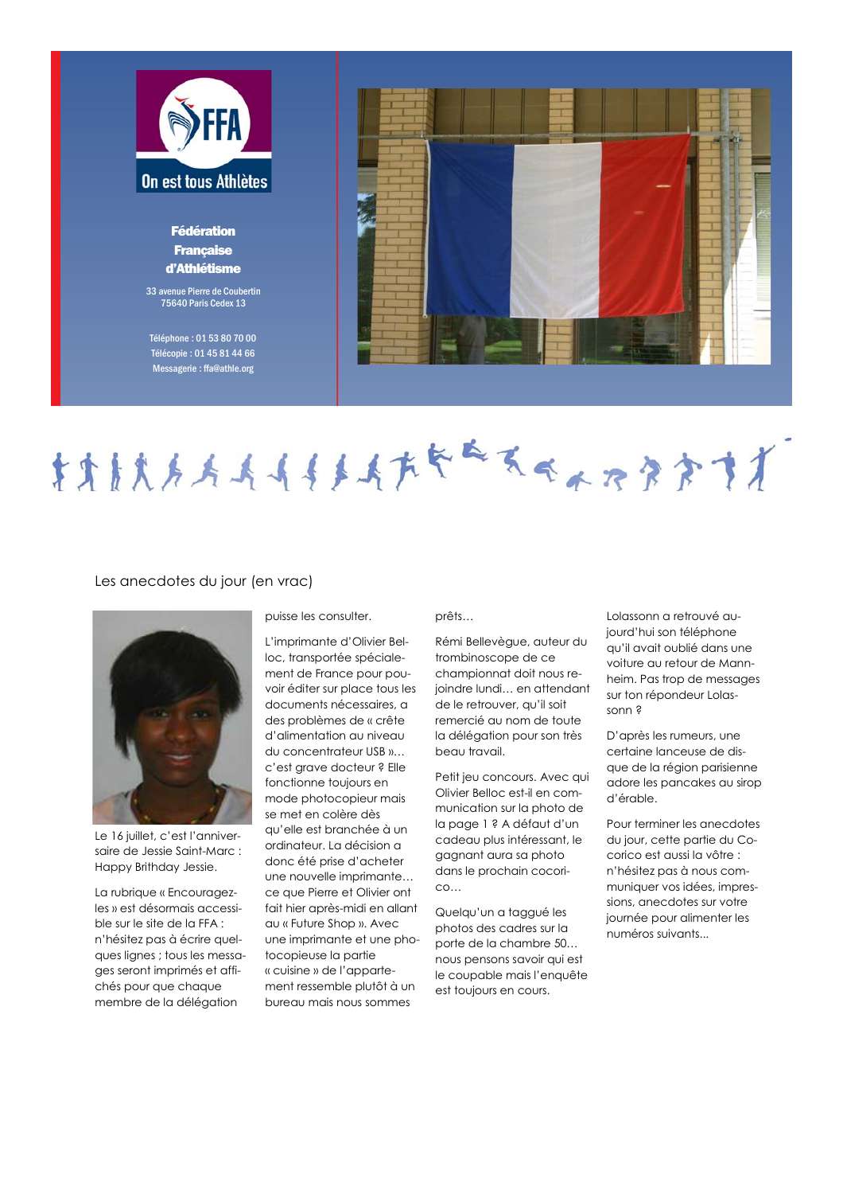**Fédération Française d'Athlétisme**

33 avenue Pierre de Coubertin
75640 Paris Cedex 13

Téléphone : 01 53 80 70 00
Télécopie : 01 45 81 44 66
Messagerie : ffa@athle.org

## Les anecdotes du jour (en vrac)

Le 16 juillet, c'est l'anniversaire de Jessie Saint-Marc : Happy Brithday Jessie.

La rubrique « Encouragez-les » est désormais accessible sur le site de la FFA : n'hésitez pas à écrire quelques lignes ; tous les messages seront imprimés et affichés pour que chaque membre de la délégation puisse les consulter.

L'imprimante d'Olivier Belloc, transportée spécialement de France pour pouvoir éditer sur place tous les documents nécessaires, a des problèmes de « crête d'alimentation au niveau du concentrateur USB »… c'est grave docteur ? Elle fonctionne toujours en mode photocopieur mais se met en colère dès qu'elle est branchée à un ordinateur. La décision a donc été prise d'acheter une nouvelle imprimante… ce que Pierre et Olivier ont fait hier après-midi en allant au « Future Shop ». Avec une imprimante et une photocopieuse la partie « cuisine » de l'appartement ressemble plutôt à un bureau mais nous sommes prêts…

Rémi Bellevègue, auteur du trombinoscope de ce championnat doit nous rejoindre lundi… en attendant de le retrouver, qu'il soit remercié au nom de toute la délégation pour son très beau travail.

Petit jeu concours. Avec qui Olivier Belloc est-il en communication sur la photo de la page 1 ? A défaut d'un cadeau plus intéressant, le gagnant aura sa photo dans le prochain cocorico…

Quelqu'un a taggué les photos des cadres sur la porte de la chambre 50… nous pensons savoir qui est le coupable mais l'enquête est toujours en cours.

Lolassonn a retrouvé aujourd'hui son téléphone qu'il avait oublié dans une voiture au retour de Mannheim. Pas trop de messages sur ton répondeur Lolassonn ?

D'après les rumeurs, une certaine lanceuse de disque de la région parisienne adore les pancakes au sirop d'érable.

Pour terminer les anecdotes du jour, cette partie du Cocorico est aussi la vôtre : n'hésitez pas à nous communiquer vos idées, impressions, anecdotes sur votre journée pour alimenter les numéros suivants...